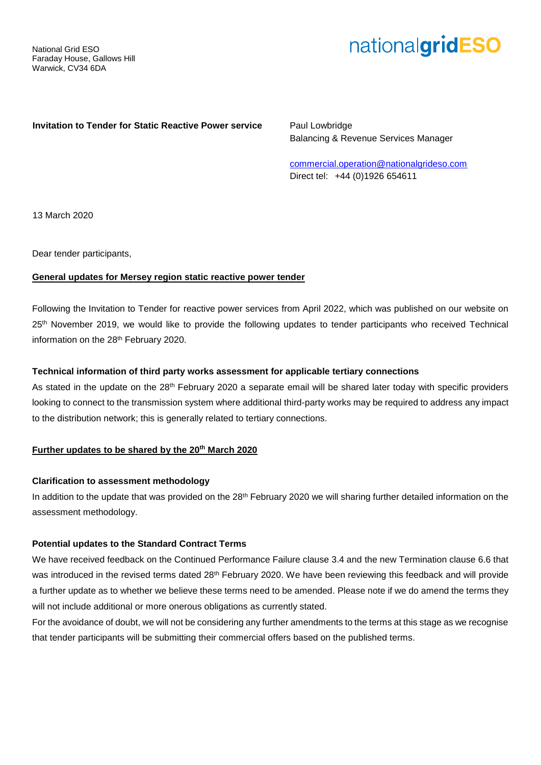National Grid ESO
Faraday House, Gallows Hill
Warwick, CV34 6DA

nationalgridESO

**Invitation to Tender for Static Reactive Power service**

Paul Lowbridge
Balancing & Revenue Services Manager

commercial.operation@nationalgrideso.com
Direct tel: +44 (0)1926 654611

13 March 2020

Dear tender participants,

**General updates for Mersey region static reactive power tender**

Following the Invitation to Tender for reactive power services from April 2022, which was published on our website on 25th November 2019, we would like to provide the following updates to tender participants who received Technical information on the 28th February 2020.

**Technical information of third party works assessment for applicable tertiary connections**

As stated in the update on the 28th February 2020 a separate email will be shared later today with specific providers looking to connect to the transmission system where additional third-party works may be required to address any impact to the distribution network; this is generally related to tertiary connections.

**Further updates to be shared by the 20th March 2020**

**Clarification to assessment methodology**

In addition to the update that was provided on the 28th February 2020 we will sharing further detailed information on the assessment methodology.

**Potential updates to the Standard Contract Terms**

We have received feedback on the Continued Performance Failure clause 3.4 and the new Termination clause 6.6 that was introduced in the revised terms dated 28th February 2020. We have been reviewing this feedback and will provide a further update as to whether we believe these terms need to be amended. Please note if we do amend the terms they will not include additional or more onerous obligations as currently stated.

For the avoidance of doubt, we will not be considering any further amendments to the terms at this stage as we recognise that tender participants will be submitting their commercial offers based on the published terms.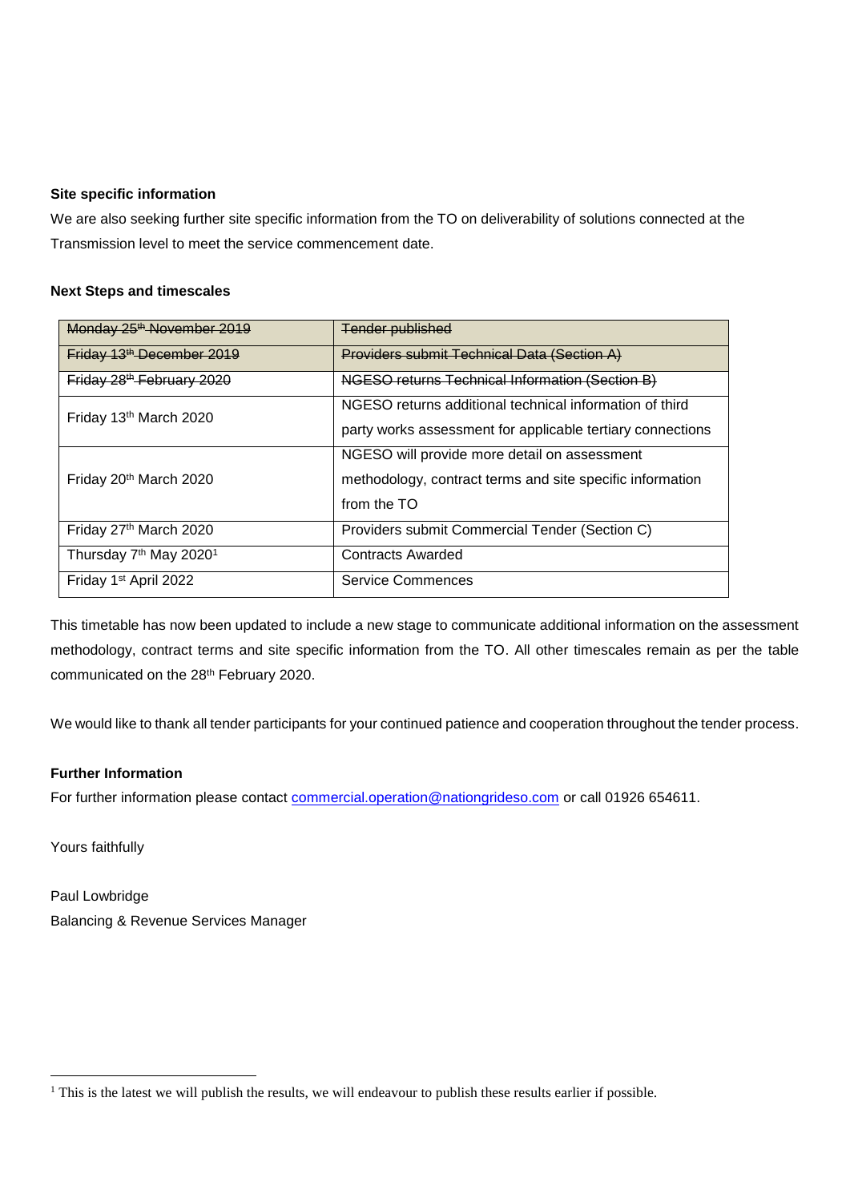**Site specific information**

We are also seeking further site specific information from the TO on deliverability of solutions connected at the Transmission level to meet the service commencement date.

**Next Steps and timescales**

| | |
|---|---|
| ~~Monday 25th November 2019~~ | ~~Tender published~~ |
| ~~Friday 13th December 2019~~ | ~~Providers submit Technical Data (Section A)~~ |
| ~~Friday 28th February 2020~~ | ~~NGESO returns Technical Information (Section B)~~ |
| Friday 13th March 2020 | NGESO returns additional technical information of third party works assessment for applicable tertiary connections |
| Friday 20th March 2020 | NGESO will provide more detail on assessment methodology, contract terms and site specific information from the TO |
| Friday 27th March 2020 | Providers submit Commercial Tender (Section C) |
| Thursday 7th May 2020[1] | Contracts Awarded |
| Friday 1st April 2022 | Service Commences |

This timetable has now been updated to include a new stage to communicate additional information on the assessment methodology, contract terms and site specific information from the TO. All other timescales remain as per the table communicated on the 28th February 2020.

We would like to thank all tender participants for your continued patience and cooperation throughout the tender process.

**Further Information**

For further information please contact commercial.operation@nationgrideso.com or call 01926 654611.

Yours faithfully

Paul Lowbridge
Balancing & Revenue Services Manager

[1] This is the latest we will publish the results, we will endeavour to publish these results earlier if possible.